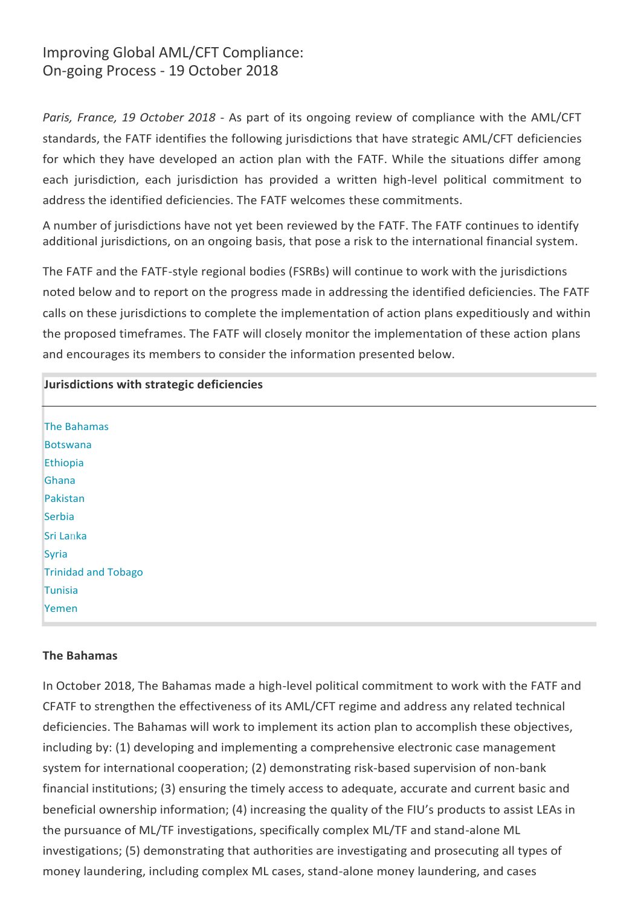# Improving Global AML/CFT Compliance: On-going Process - 19 October 2018

*Paris, France, 19 October 2018* - As part of its ongoing review of compliance with the AML/CFT standards, the FATF identifies the following jurisdictions that have strategic AML/CFT deficiencies for which they have developed an action plan with the FATF. While the situations differ among each jurisdiction, each jurisdiction has provided a written high-level political commitment to address the identified deficiencies. The FATF welcomes these commitments.

A number of jurisdictions have not yet been reviewed by the FATF. The FATF continues to identify additional jurisdictions, on an ongoing basis, that pose a risk to the international financial system.

The FATF and the FATF-style regional bodies (FSRBs) will continue to work with the jurisdictions noted below and to report on the progress made in addressing the identified deficiencies. The FATF calls on these jurisdictions to complete the implementation of action plans expeditiously and within the proposed timeframes. The FATF will closely monitor the implementation of these action plans and encourages its members to consider the information presented below.

| Jurisdictions with strategic deficiencies |
| --- |
| The Bahamas |
| Botswana |
| Ethiopia |
| Ghana |
| Pakistan |
| Serbia |
| Sri Lanka |
| Syria |
| Trinidad and Tobago |
| Tunisia |
| Yemen |

**The Bahamas**

In October 2018, The Bahamas made a high-level political commitment to work with the FATF and CFATF to strengthen the effectiveness of its AML/CFT regime and address any related technical deficiencies. The Bahamas will work to implement its action plan to accomplish these objectives, including by: (1) developing and implementing a comprehensive electronic case management system for international cooperation; (2) demonstrating risk-based supervision of non-bank financial institutions; (3) ensuring the timely access to adequate, accurate and current basic and beneficial ownership information; (4) increasing the quality of the FIU's products to assist LEAs in the pursuance of ML/TF investigations, specifically complex ML/TF and stand-alone ML investigations; (5) demonstrating that authorities are investigating and prosecuting all types of money laundering, including complex ML cases, stand-alone money laundering, and cases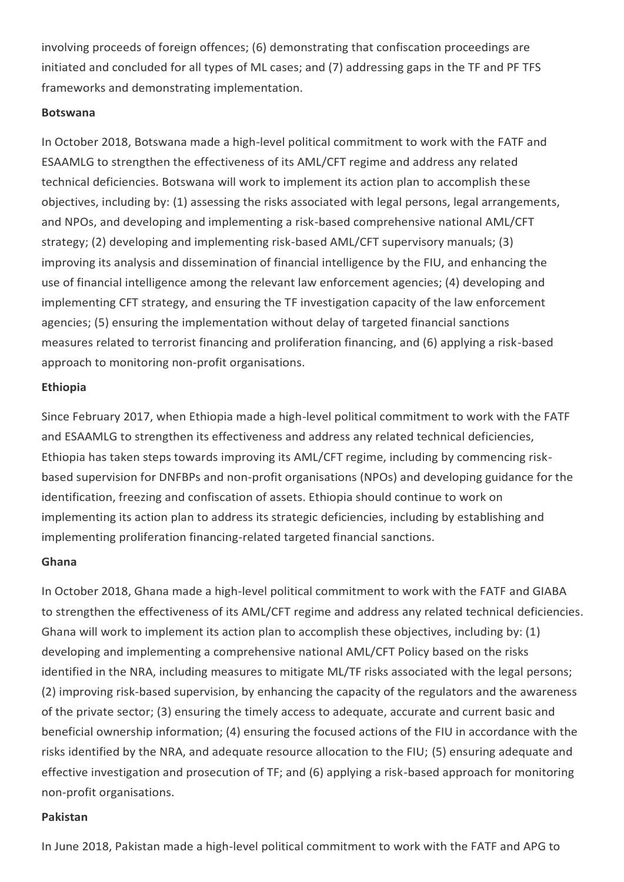involving proceeds of foreign offences; (6) demonstrating that confiscation proceedings are initiated and concluded for all types of ML cases; and (7) addressing gaps in the TF and PF TFS frameworks and demonstrating implementation.

**Botswana**

In October 2018, Botswana made a high-level political commitment to work with the FATF and ESAAMLG to strengthen the effectiveness of its AML/CFT regime and address any related technical deficiencies. Botswana will work to implement its action plan to accomplish these objectives, including by: (1) assessing the risks associated with legal persons, legal arrangements, and NPOs, and developing and implementing a risk-based comprehensive national AML/CFT strategy; (2) developing and implementing risk-based AML/CFT supervisory manuals; (3) improving its analysis and dissemination of financial intelligence by the FIU, and enhancing the use of financial intelligence among the relevant law enforcement agencies; (4) developing and implementing CFT strategy, and ensuring the TF investigation capacity of the law enforcement agencies; (5) ensuring the implementation without delay of targeted financial sanctions measures related to terrorist financing and proliferation financing, and (6) applying a risk-based approach to monitoring non-profit organisations.

**Ethiopia**

Since February 2017, when Ethiopia made a high-level political commitment to work with the FATF and ESAAMLG to strengthen its effectiveness and address any related technical deficiencies, Ethiopia has taken steps towards improving its AML/CFT regime, including by commencing risk-based supervision for DNFBPs and non-profit organisations (NPOs) and developing guidance for the identification, freezing and confiscation of assets. Ethiopia should continue to work on implementing its action plan to address its strategic deficiencies, including by establishing and implementing proliferation financing-related targeted financial sanctions.

**Ghana**

In October 2018, Ghana made a high-level political commitment to work with the FATF and GIABA to strengthen the effectiveness of its AML/CFT regime and address any related technical deficiencies. Ghana will work to implement its action plan to accomplish these objectives, including by: (1) developing and implementing a comprehensive national AML/CFT Policy based on the risks identified in the NRA, including measures to mitigate ML/TF risks associated with the legal persons; (2) improving risk-based supervision, by enhancing the capacity of the regulators and the awareness of the private sector; (3) ensuring the timely access to adequate, accurate and current basic and beneficial ownership information; (4) ensuring the focused actions of the FIU in accordance with the risks identified by the NRA, and adequate resource allocation to the FIU; (5) ensuring adequate and effective investigation and prosecution of TF; and (6) applying a risk-based approach for monitoring non-profit organisations.

**Pakistan**

In June 2018, Pakistan made a high-level political commitment to work with the FATF and APG to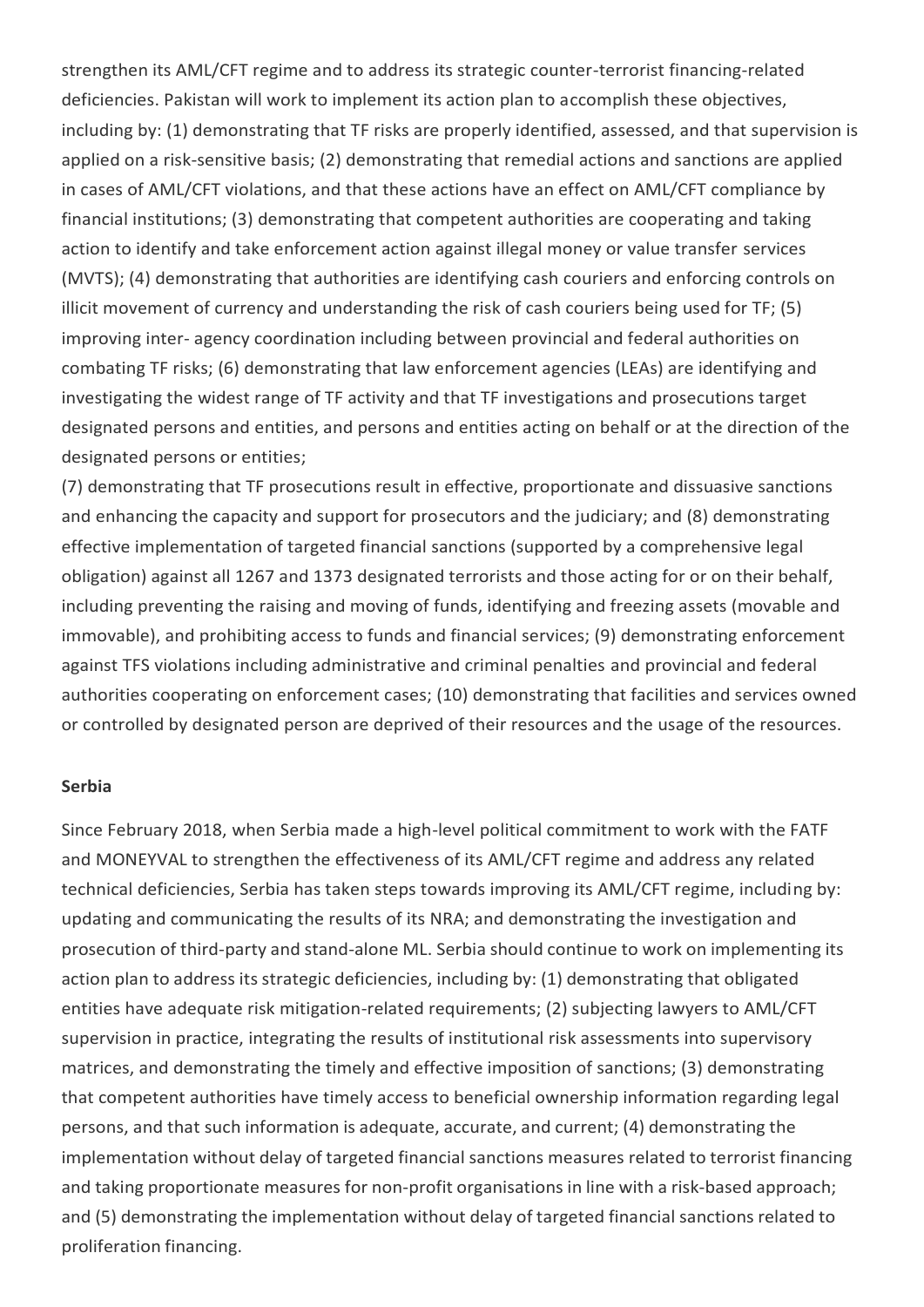strengthen its AML/CFT regime and to address its strategic counter-terrorist financing-related deficiencies. Pakistan will work to implement its action plan to accomplish these objectives, including by: (1) demonstrating that TF risks are properly identified, assessed, and that supervision is applied on a risk-sensitive basis; (2) demonstrating that remedial actions and sanctions are applied in cases of AML/CFT violations, and that these actions have an effect on AML/CFT compliance by financial institutions; (3) demonstrating that competent authorities are cooperating and taking action to identify and take enforcement action against illegal money or value transfer services (MVTS); (4) demonstrating that authorities are identifying cash couriers and enforcing controls on illicit movement of currency and understanding the risk of cash couriers being used for TF; (5) improving inter- agency coordination including between provincial and federal authorities on combating TF risks; (6) demonstrating that law enforcement agencies (LEAs) are identifying and investigating the widest range of TF activity and that TF investigations and prosecutions target designated persons and entities, and persons and entities acting on behalf or at the direction of the designated persons or entities;

(7) demonstrating that TF prosecutions result in effective, proportionate and dissuasive sanctions and enhancing the capacity and support for prosecutors and the judiciary; and (8) demonstrating effective implementation of targeted financial sanctions (supported by a comprehensive legal obligation) against all 1267 and 1373 designated terrorists and those acting for or on their behalf, including preventing the raising and moving of funds, identifying and freezing assets (movable and immovable), and prohibiting access to funds and financial services; (9) demonstrating enforcement against TFS violations including administrative and criminal penalties and provincial and federal authorities cooperating on enforcement cases; (10) demonstrating that facilities and services owned or controlled by designated person are deprived of their resources and the usage of the resources.

**Serbia**

Since February 2018, when Serbia made a high-level political commitment to work with the FATF and MONEYVAL to strengthen the effectiveness of its AML/CFT regime and address any related technical deficiencies, Serbia has taken steps towards improving its AML/CFT regime, including by: updating and communicating the results of its NRA; and demonstrating the investigation and prosecution of third-party and stand-alone ML. Serbia should continue to work on implementing its action plan to address its strategic deficiencies, including by: (1) demonstrating that obligated entities have adequate risk mitigation-related requirements; (2) subjecting lawyers to AML/CFT supervision in practice, integrating the results of institutional risk assessments into supervisory matrices, and demonstrating the timely and effective imposition of sanctions; (3) demonstrating that competent authorities have timely access to beneficial ownership information regarding legal persons, and that such information is adequate, accurate, and current; (4) demonstrating the implementation without delay of targeted financial sanctions measures related to terrorist financing and taking proportionate measures for non-profit organisations in line with a risk-based approach; and (5) demonstrating the implementation without delay of targeted financial sanctions related to proliferation financing.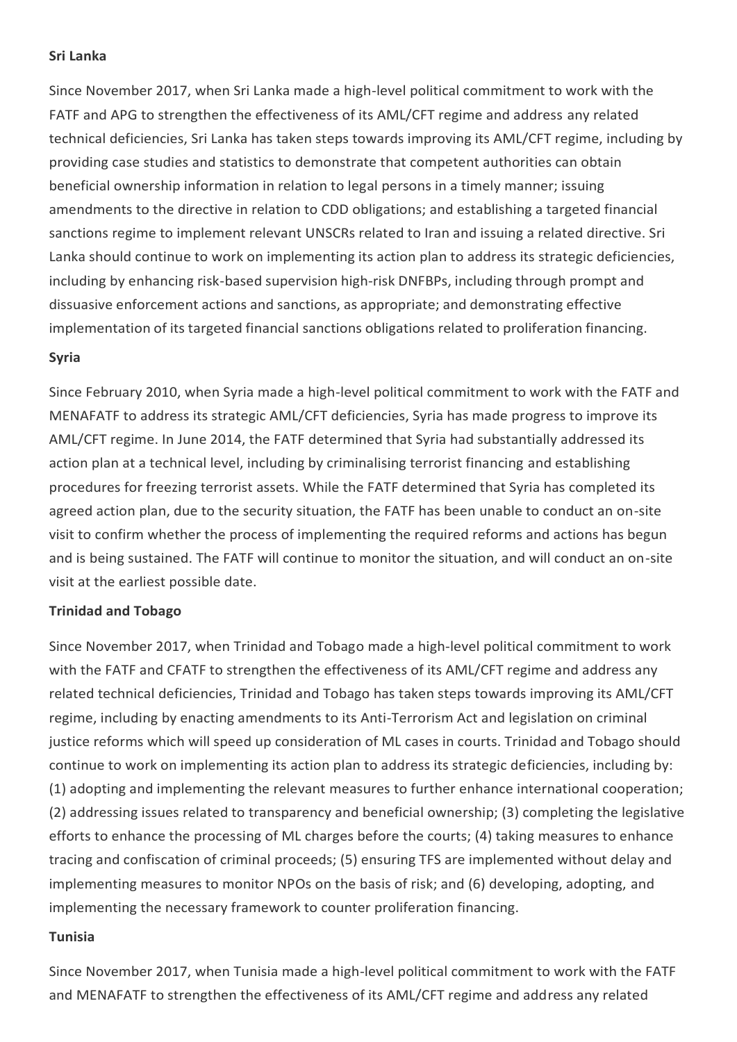### Sri Lanka

Since November 2017, when Sri Lanka made a high-level political commitment to work with the FATF and APG to strengthen the effectiveness of its AML/CFT regime and address any related technical deficiencies, Sri Lanka has taken steps towards improving its AML/CFT regime, including by providing case studies and statistics to demonstrate that competent authorities can obtain beneficial ownership information in relation to legal persons in a timely manner; issuing amendments to the directive in relation to CDD obligations; and establishing a targeted financial sanctions regime to implement relevant UNSCRs related to Iran and issuing a related directive. Sri Lanka should continue to work on implementing its action plan to address its strategic deficiencies, including by enhancing risk-based supervision high-risk DNFBPs, including through prompt and dissuasive enforcement actions and sanctions, as appropriate; and demonstrating effective implementation of its targeted financial sanctions obligations related to proliferation financing.

### Syria

Since February 2010, when Syria made a high-level political commitment to work with the FATF and MENAFATF to address its strategic AML/CFT deficiencies, Syria has made progress to improve its AML/CFT regime. In June 2014, the FATF determined that Syria had substantially addressed its action plan at a technical level, including by criminalising terrorist financing and establishing procedures for freezing terrorist assets. While the FATF determined that Syria has completed its agreed action plan, due to the security situation, the FATF has been unable to conduct an on-site visit to confirm whether the process of implementing the required reforms and actions has begun and is being sustained. The FATF will continue to monitor the situation, and will conduct an on-site visit at the earliest possible date.

### Trinidad and Tobago

Since November 2017, when Trinidad and Tobago made a high-level political commitment to work with the FATF and CFATF to strengthen the effectiveness of its AML/CFT regime and address any related technical deficiencies, Trinidad and Tobago has taken steps towards improving its AML/CFT regime, including by enacting amendments to its Anti-Terrorism Act and legislation on criminal justice reforms which will speed up consideration of ML cases in courts. Trinidad and Tobago should continue to work on implementing its action plan to address its strategic deficiencies, including by: (1) adopting and implementing the relevant measures to further enhance international cooperation; (2) addressing issues related to transparency and beneficial ownership; (3) completing the legislative efforts to enhance the processing of ML charges before the courts; (4) taking measures to enhance tracing and confiscation of criminal proceeds; (5) ensuring TFS are implemented without delay and implementing measures to monitor NPOs on the basis of risk; and (6) developing, adopting, and implementing the necessary framework to counter proliferation financing.

### Tunisia

Since November 2017, when Tunisia made a high-level political commitment to work with the FATF and MENAFATF to strengthen the effectiveness of its AML/CFT regime and address any related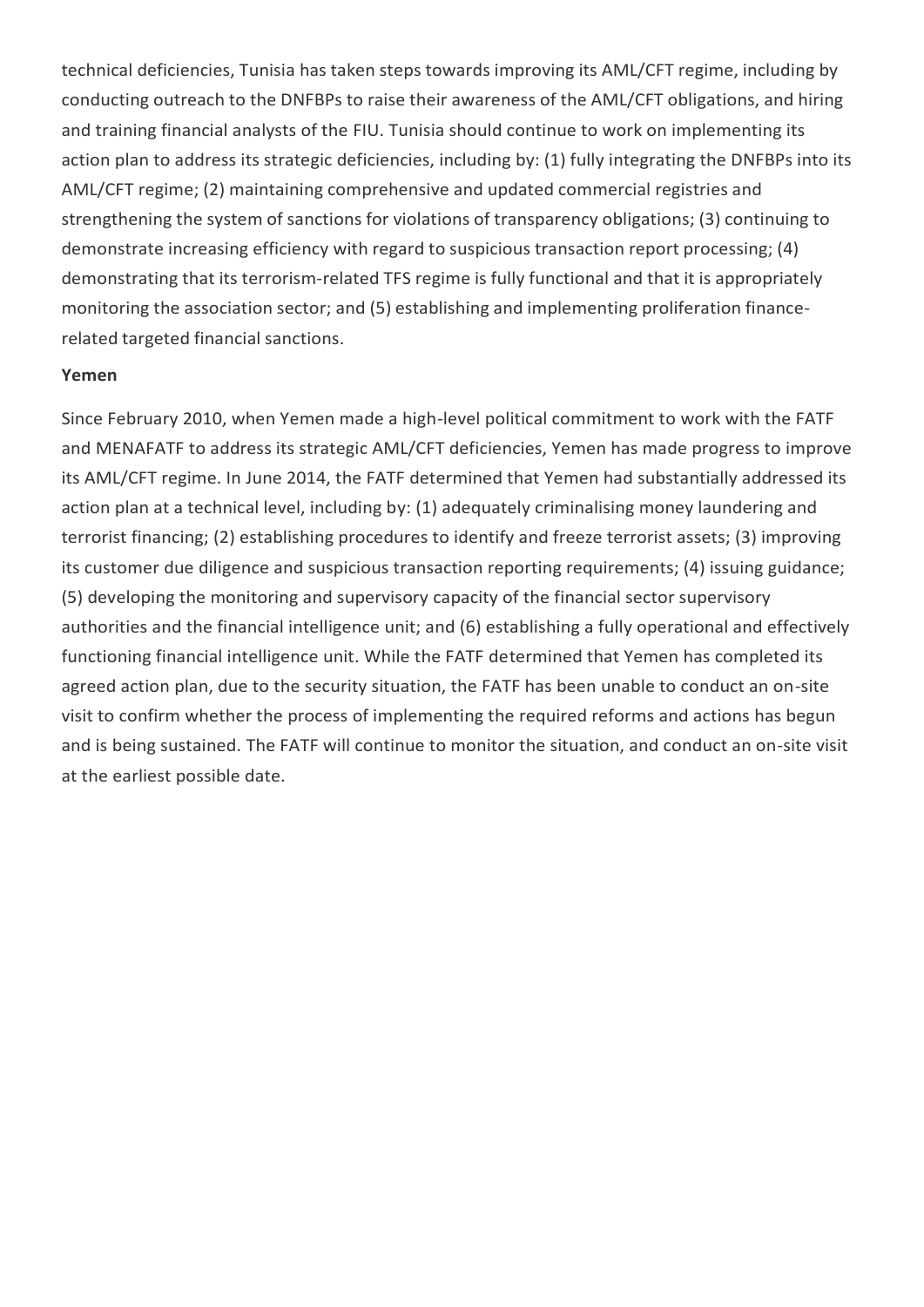technical deficiencies, Tunisia has taken steps towards improving its AML/CFT regime, including by conducting outreach to the DNFBPs to raise their awareness of the AML/CFT obligations, and hiring and training financial analysts of the FIU. Tunisia should continue to work on implementing its action plan to address its strategic deficiencies, including by: (1) fully integrating the DNFBPs into its AML/CFT regime; (2) maintaining comprehensive and updated commercial registries and strengthening the system of sanctions for violations of transparency obligations; (3) continuing to demonstrate increasing efficiency with regard to suspicious transaction report processing; (4) demonstrating that its terrorism-related TFS regime is fully functional and that it is appropriately monitoring the association sector; and (5) establishing and implementing proliferation finance-related targeted financial sanctions.

**Yemen**

Since February 2010, when Yemen made a high-level political commitment to work with the FATF and MENAFATF to address its strategic AML/CFT deficiencies, Yemen has made progress to improve its AML/CFT regime. In June 2014, the FATF determined that Yemen had substantially addressed its action plan at a technical level, including by: (1) adequately criminalising money laundering and terrorist financing; (2) establishing procedures to identify and freeze terrorist assets; (3) improving its customer due diligence and suspicious transaction reporting requirements; (4) issuing guidance; (5) developing the monitoring and supervisory capacity of the financial sector supervisory authorities and the financial intelligence unit; and (6) establishing a fully operational and effectively functioning financial intelligence unit. While the FATF determined that Yemen has completed its agreed action plan, due to the security situation, the FATF has been unable to conduct an on-site visit to confirm whether the process of implementing the required reforms and actions has begun and is being sustained. The FATF will continue to monitor the situation, and conduct an on-site visit at the earliest possible date.